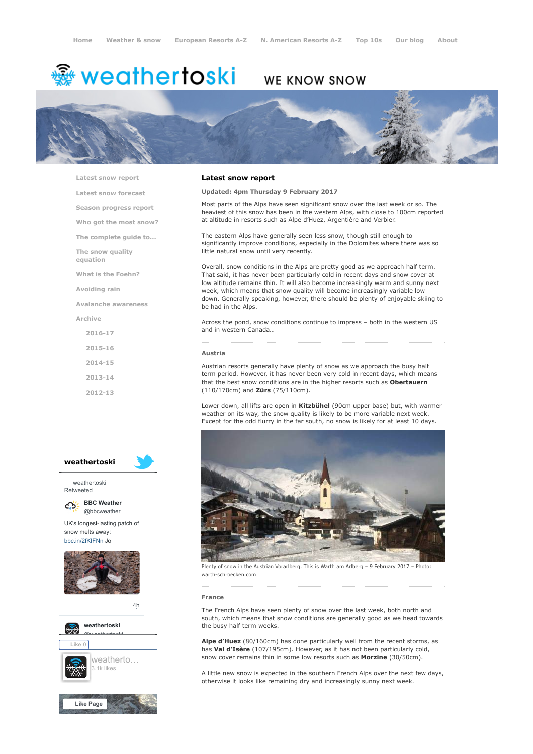Home | Weather & snow | European Resorts A-Z | N. American Resorts A-Z | Top 10s | Our blog | About

# weathertoski

WE KNOW SNOW

- Latest snow report
- Latest snow forecast
- Season progress report
- Who got the most snow?
- The complete guide to...
- The snow quality equation
- What is the Foehn?
- Avoiding rain
- Avalanche awareness
- Archive
  - 2016-17
  - 2015-16
  - 2014-15
  - 2013-14
  - 2012-13

## Latest snow report

**Updated: 4pm Thursday 9 February 2017**

Most parts of the Alps have seen significant snow over the last week or so. The heaviest of this snow has been in the western Alps, with close to 100cm reported at altitude in resorts such as Alpe d'Huez, Argentière and Verbier.

The eastern Alps have generally seen less snow, though still enough to significantly improve conditions, especially in the Dolomites where there was so little natural snow until very recently.

Overall, snow conditions in the Alps are pretty good as we approach half term. That said, it has never been particularly cold in recent days and snow cover at low altitude remains thin. It will also become increasingly warm and sunny next week, which means that snow quality will become increasingly variable low down. Generally speaking, however, there should be plenty of enjoyable skiing to be had in the Alps.

Across the pond, snow conditions continue to impress – both in the western US and in western Canada…

### Austria

Austrian resorts generally have plenty of snow as we approach the busy half term period. However, it has never been very cold in recent days, which means that the best snow conditions are in the higher resorts such as **Obertauern** (110/170cm) and **Zürs** (75/110cm).

Lower down, all lifts are open in **Kitzbühel** (90cm upper base) but, with warmer weather on its way, the snow quality is likely to be more variable next week. Except for the odd flurry in the far south, no snow is likely for at least 10 days.

Plenty of snow in the Austrian Vorarlberg. This is Warth am Arlberg – 9 February 2017 – Photo: warth-schroecken.com

### France

The French Alps have seen plenty of snow over the last week, both north and south, which means that snow conditions are generally good as we head towards the busy half term weeks.

**Alpe d'Huez** (80/160cm) has done particularly well from the recent storms, as has **Val d'Isère** (107/195cm). However, as it has not been particularly cold, snow cover remains thin in some low resorts such as **Morzine** (30/50cm).

A little new snow is expected in the southern French Alps over the next few days, otherwise it looks like remaining dry and increasingly sunny next week.

**weathertoski**

weathertoski Retweeted

BBC Weather @bbcweather

UK's longest-lasting patch of snow melts away: bbc.in/2fKIFNn Jo

4h

weathertoski

Like 0

weatherto… 3.1k likes

Like Page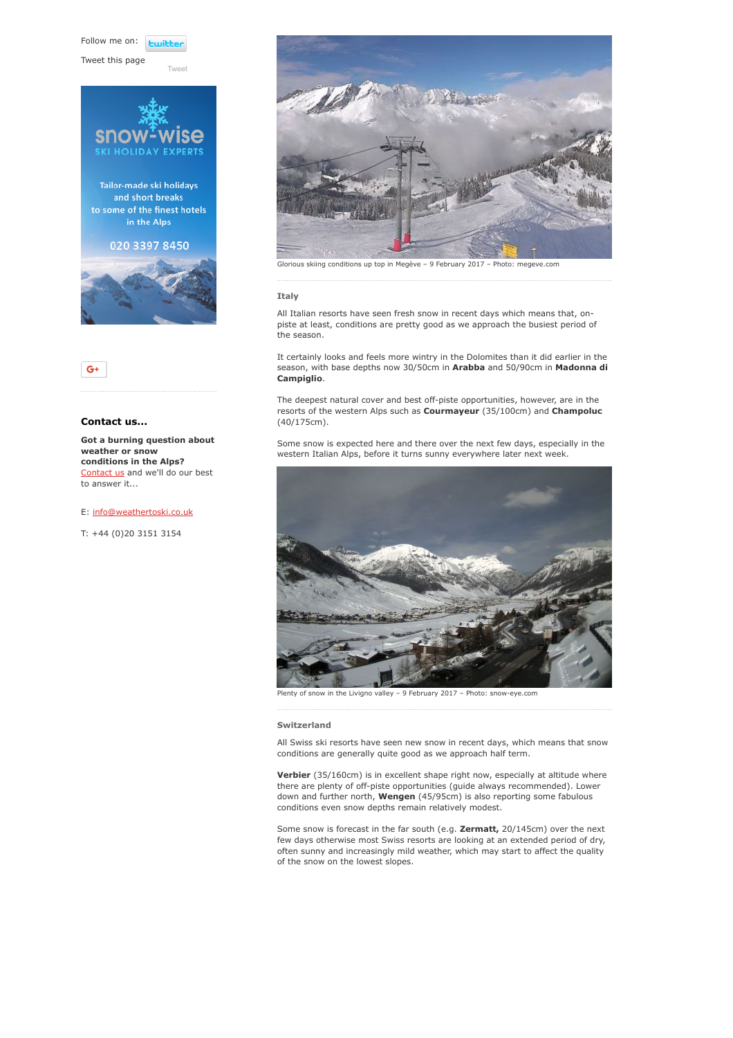Follow me on:

Tweet this page

Tweet

Tailor-made ski holidays and short breaks to some of the finest hotels in the Alps

020 3397 8450

### Contact us...

**Got a burning question about weather or snow conditions in the Alps?** Contact us and we'll do our best to answer it...

E: info@weathertoski.co.uk

T: +44 (0)20 3151 3154

Glorious skiing conditions up top in Megève – 9 February 2017 – Photo: megeve.com

#### Italy

All Italian resorts have seen fresh snow in recent days which means that, on-piste at least, conditions are pretty good as we approach the busiest period of the season.

It certainly looks and feels more wintry in the Dolomites than it did earlier in the season, with base depths now 30/50cm in **Arabba** and 50/90cm in **Madonna di Campiglio**.

The deepest natural cover and best off-piste opportunities, however, are in the resorts of the western Alps such as **Courmayeur** (35/100cm) and **Champoluc** (40/175cm).

Some snow is expected here and there over the next few days, especially in the western Italian Alps, before it turns sunny everywhere later next week.

Plenty of snow in the Livigno valley – 9 February 2017 – Photo: snow-eye.com

#### Switzerland

All Swiss ski resorts have seen new snow in recent days, which means that snow conditions are generally quite good as we approach half term.

**Verbier** (35/160cm) is in excellent shape right now, especially at altitude where there are plenty of off-piste opportunities (guide always recommended). Lower down and further north, **Wengen** (45/95cm) is also reporting some fabulous conditions even snow depths remain relatively modest.

Some snow is forecast in the far south (e.g. **Zermatt,** 20/145cm) over the next few days otherwise most Swiss resorts are looking at an extended period of dry, often sunny and increasingly mild weather, which may start to affect the quality of the snow on the lowest slopes.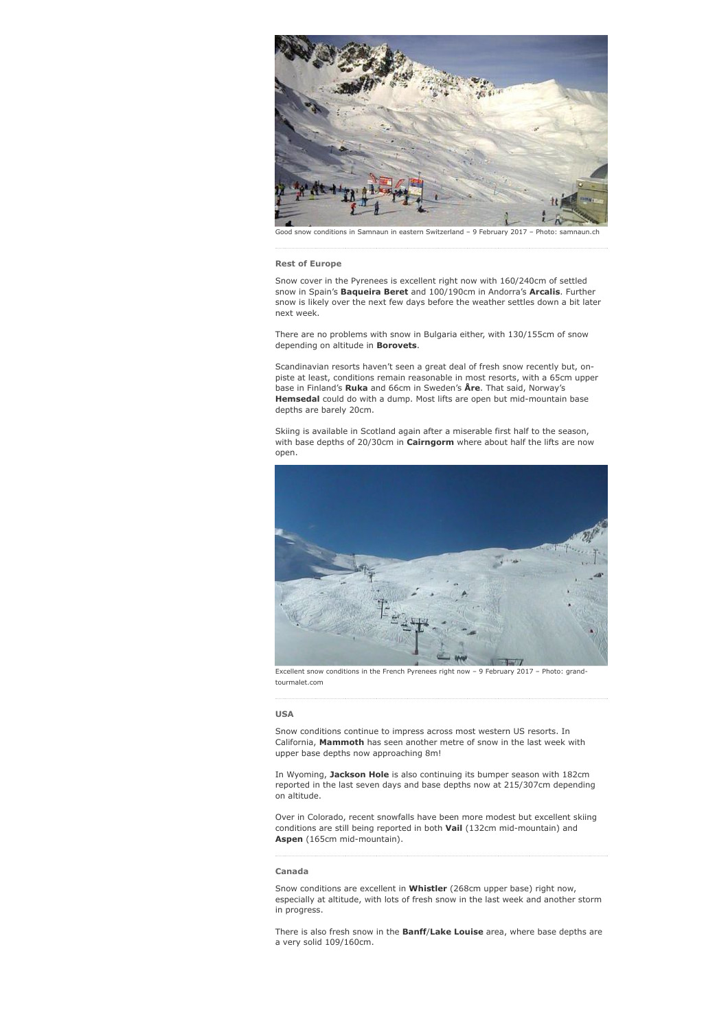Good snow conditions in Samnaun in eastern Switzerland – 9 February 2017 – Photo: samnaun.ch

### Rest of Europe

Snow cover in the Pyrenees is excellent right now with 160/240cm of settled snow in Spain's **Baqueira Beret** and 100/190cm in Andorra's **Arcalis**. Further snow is likely over the next few days before the weather settles down a bit later next week.

There are no problems with snow in Bulgaria either, with 130/155cm of snow depending on altitude in **Borovets**.

Scandinavian resorts haven't seen a great deal of fresh snow recently but, on-piste at least, conditions remain reasonable in most resorts, with a 65cm upper base in Finland's **Ruka** and 66cm in Sweden's **Åre**. That said, Norway's **Hemsedal** could do with a dump. Most lifts are open but mid-mountain base depths are barely 20cm.

Skiing is available in Scotland again after a miserable first half to the season, with base depths of 20/30cm in **Cairngorm** where about half the lifts are now open.

Excellent snow conditions in the French Pyrenees right now – 9 February 2017 – Photo: grand-tourmalet.com

### USA

Snow conditions continue to impress across most western US resorts. In California, **Mammoth** has seen another metre of snow in the last week with upper base depths now approaching 8m!

In Wyoming, **Jackson Hole** is also continuing its bumper season with 182cm reported in the last seven days and base depths now at 215/307cm depending on altitude.

Over in Colorado, recent snowfalls have been more modest but excellent skiing conditions are still being reported in both **Vail** (132cm mid-mountain) and **Aspen** (165cm mid-mountain).

### Canada

Snow conditions are excellent in **Whistler** (268cm upper base) right now, especially at altitude, with lots of fresh snow in the last week and another storm in progress.

There is also fresh snow in the **Banff**/**Lake Louise** area, where base depths are a very solid 109/160cm.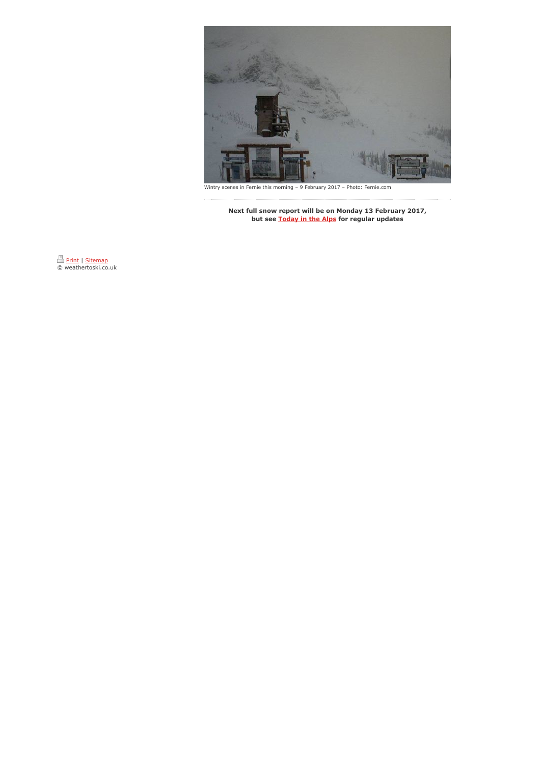Wintry scenes in Fernie this morning – 9 February 2017 – Photo: Fernie.com

**Next full snow report will be on Monday 13 February 2017, but see Today in the Alps for regular updates**

Print | Sitemap
© weathertoski.co.uk